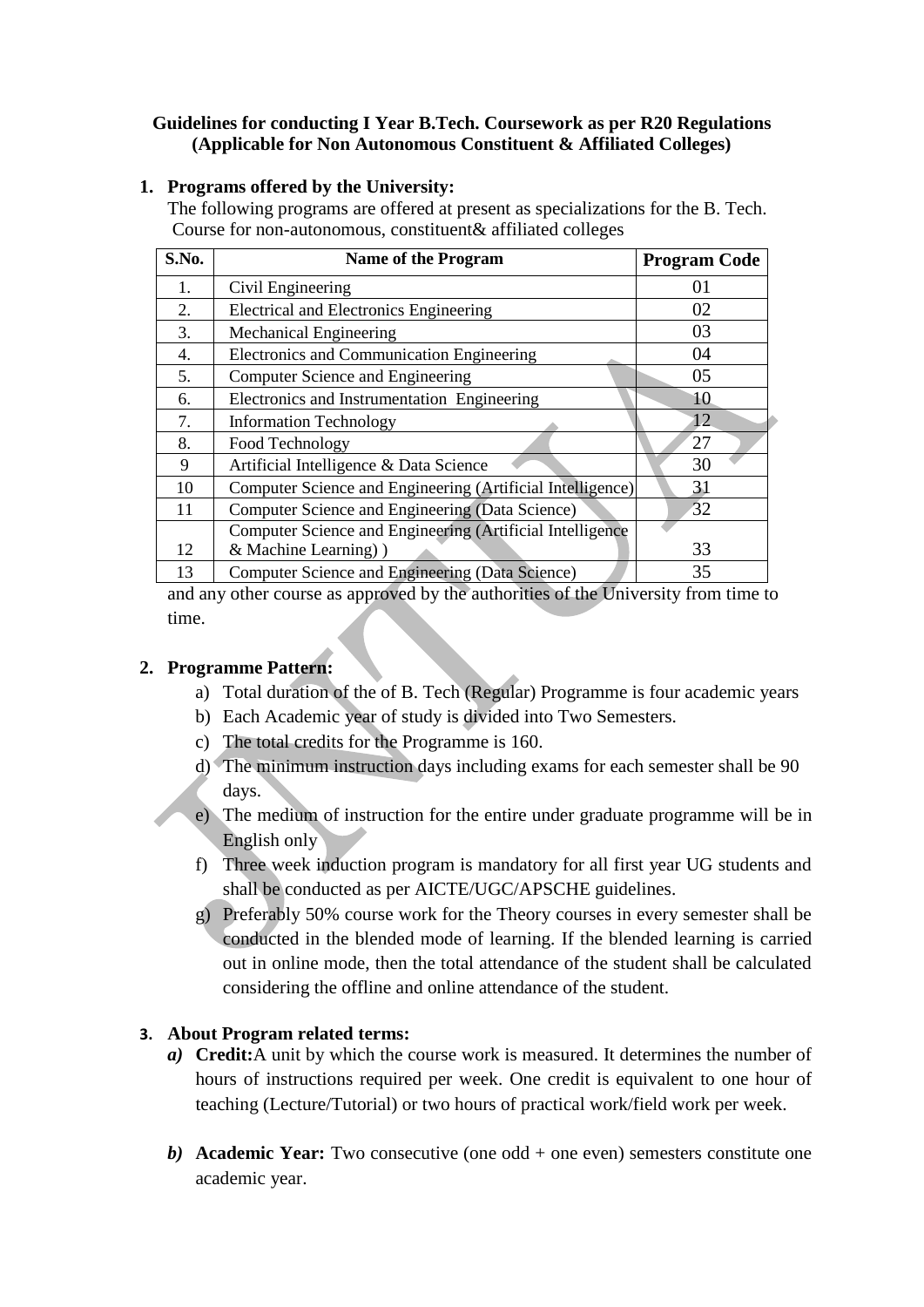**Guidelines for conducting I Year B.Tech. Coursework as per R20 Regulations (Applicable for Non Autonomous Constituent & Affiliated Colleges)**

1. **Programs offered by the University:**

   The following programs are offered at present as specializations for the B. Tech. Course for non-autonomous, constituent& affiliated colleges

| S.No. | Name of the Program | Program Code |
|---|---|---|
| 1. | Civil Engineering | 01 |
| 2. | Electrical and Electronics Engineering | 02 |
| 3. | Mechanical Engineering | 03 |
| 4. | Electronics and Communication Engineering | 04 |
| 5. | Computer Science and Engineering | 05 |
| 6. | Electronics and Instrumentation Engineering | 10 |
| 7. | Information Technology | 12 |
| 8. | Food Technology | 27 |
| 9 | Artificial Intelligence & Data Science | 30 |
| 10 | Computer Science and Engineering (Artificial Intelligence) | 31 |
| 11 | Computer Science and Engineering (Data Science) | 32 |
| 12 | Computer Science and Engineering (Artificial Intelligence & Machine Learning) ) | 33 |
| 13 | Computer Science and Engineering (Data Science) | 35 |

   and any other course as approved by the authorities of the University from time to time.

2. **Programme Pattern:**
   a) Total duration of the of B. Tech (Regular) Programme is four academic years
   b) Each Academic year of study is divided into Two Semesters.
   c) The total credits for the Programme is 160.
   d) The minimum instruction days including exams for each semester shall be 90 days.
   e) The medium of instruction for the entire under graduate programme will be in English only
   f) Three week induction program is mandatory for all first year UG students and shall be conducted as per AICTE/UGC/APSCHE guidelines.
   g) Preferably 50% course work for the Theory courses in every semester shall be conducted in the blended mode of learning. If the blended learning is carried out in online mode, then the total attendance of the student shall be calculated considering the offline and online attendance of the student.

3. **About Program related terms:**
   ***a)*** **Credit:**A unit by which the course work is measured. It determines the number of hours of instructions required per week. One credit is equivalent to one hour of teaching (Lecture/Tutorial) or two hours of practical work/field work per week.

   ***b)*** **Academic Year:** Two consecutive (one odd + one even) semesters constitute one academic year.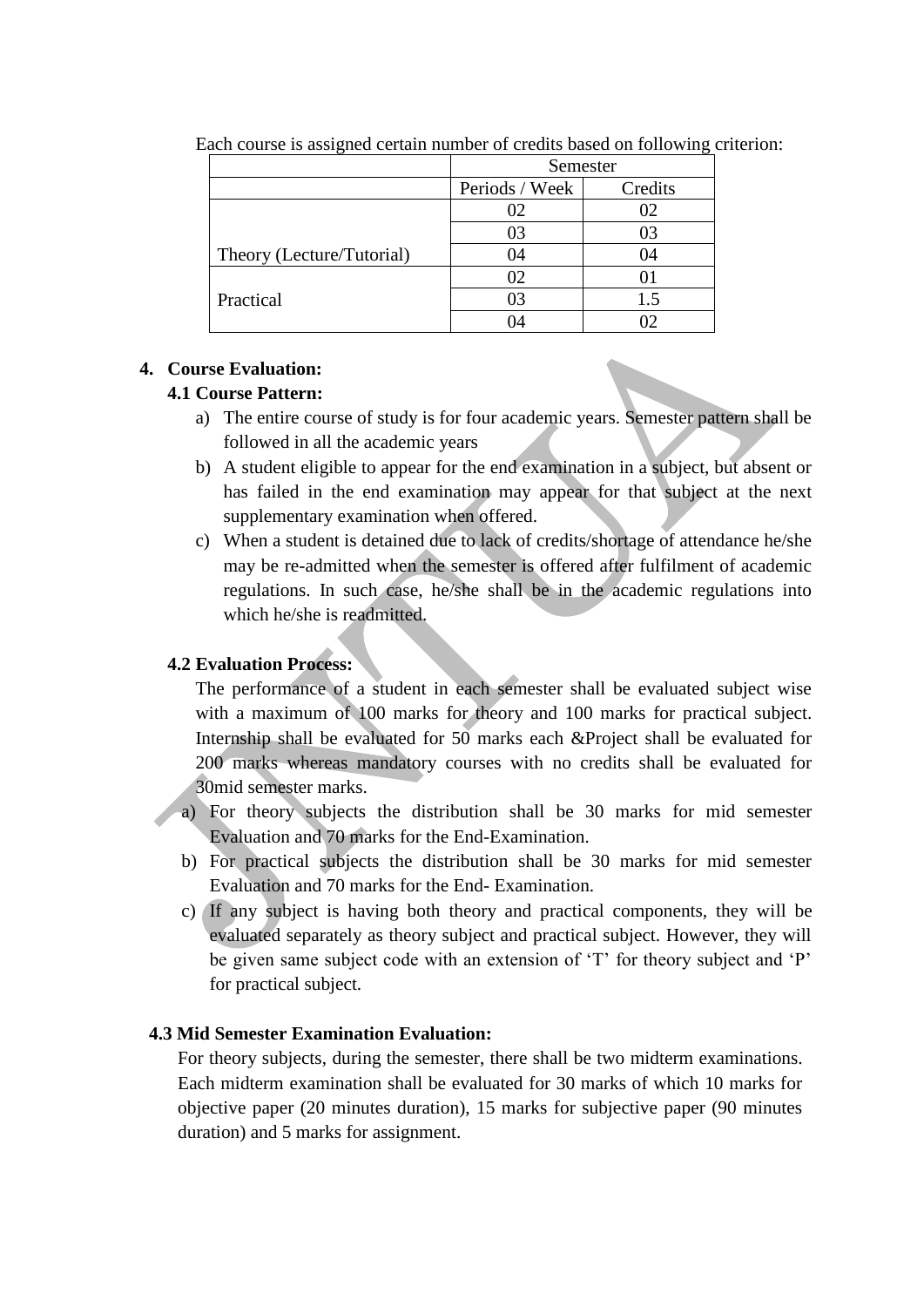Each course is assigned certain number of credits based on following criterion:

| | Semester | |
|---|---|---|
| | Periods / Week | Credits |
| Theory (Lecture/Tutorial) | 02 | 02 |
| | 03 | 03 |
| | 04 | 04 |
| Practical | 02 | 01 |
| | 03 | 1.5 |
| | 04 | 02 |

## 4. Course Evaluation:

### 4.1 Course Pattern:

a) The entire course of study is for four academic years. Semester pattern shall be followed in all the academic years

b) A student eligible to appear for the end examination in a subject, but absent or has failed in the end examination may appear for that subject at the next supplementary examination when offered.

c) When a student is detained due to lack of credits/shortage of attendance he/she may be re-admitted when the semester is offered after fulfilment of academic regulations. In such case, he/she shall be in the academic regulations into which he/she is readmitted.

### 4.2 Evaluation Process:

The performance of a student in each semester shall be evaluated subject wise with a maximum of 100 marks for theory and 100 marks for practical subject. Internship shall be evaluated for 50 marks each &Project shall be evaluated for 200 marks whereas mandatory courses with no credits shall be evaluated for 30mid semester marks.

a) For theory subjects the distribution shall be 30 marks for mid semester Evaluation and 70 marks for the End-Examination.

b) For practical subjects the distribution shall be 30 marks for mid semester Evaluation and 70 marks for the End- Examination.

c) If any subject is having both theory and practical components, they will be evaluated separately as theory subject and practical subject. However, they will be given same subject code with an extension of 'T' for theory subject and 'P' for practical subject.

### 4.3 Mid Semester Examination Evaluation:

For theory subjects, during the semester, there shall be two midterm examinations. Each midterm examination shall be evaluated for 30 marks of which 10 marks for objective paper (20 minutes duration), 15 marks for subjective paper (90 minutes duration) and 5 marks for assignment.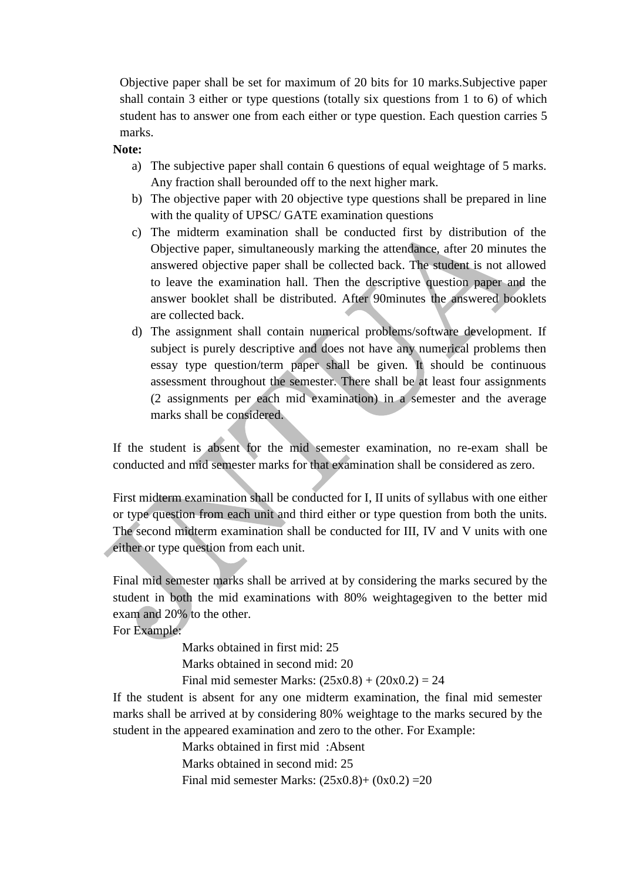Objective paper shall be set for maximum of 20 bits for 10 marks.Subjective paper shall contain 3 either or type questions (totally six questions from 1 to 6) of which student has to answer one from each either or type question. Each question carries 5 marks.

**Note:**

a) The subjective paper shall contain 6 questions of equal weightage of 5 marks. Any fraction shall berounded off to the next higher mark.
b) The objective paper with 20 objective type questions shall be prepared in line with the quality of UPSC/ GATE examination questions
c) The midterm examination shall be conducted first by distribution of the Objective paper, simultaneously marking the attendance, after 20 minutes the answered objective paper shall be collected back. The student is not allowed to leave the examination hall. Then the descriptive question paper and the answer booklet shall be distributed. After 90minutes the answered booklets are collected back.
d) The assignment shall contain numerical problems/software development. If subject is purely descriptive and does not have any numerical problems then essay type question/term paper shall be given. It should be continuous assessment throughout the semester. There shall be at least four assignments (2 assignments per each mid examination) in a semester and the average marks shall be considered.

If the student is absent for the mid semester examination, no re-exam shall be conducted and mid semester marks for that examination shall be considered as zero.

First midterm examination shall be conducted for I, II units of syllabus with one either or type question from each unit and third either or type question from both the units. The second midterm examination shall be conducted for III, IV and V units with one either or type question from each unit.

Final mid semester marks shall be arrived at by considering the marks secured by the student in both the mid examinations with 80% weightagegiven to the better mid exam and 20% to the other.

For Example:

Marks obtained in first mid: 25
Marks obtained in second mid: 20
Final mid semester Marks: (25x0.8) + (20x0.2) = 24

If the student is absent for any one midterm examination, the final mid semester marks shall be arrived at by considering 80% weightage to the marks secured by the student in the appeared examination and zero to the other. For Example:

Marks obtained in first mid :Absent
Marks obtained in second mid: 25
Final mid semester Marks: (25x0.8)+ (0x0.2) =20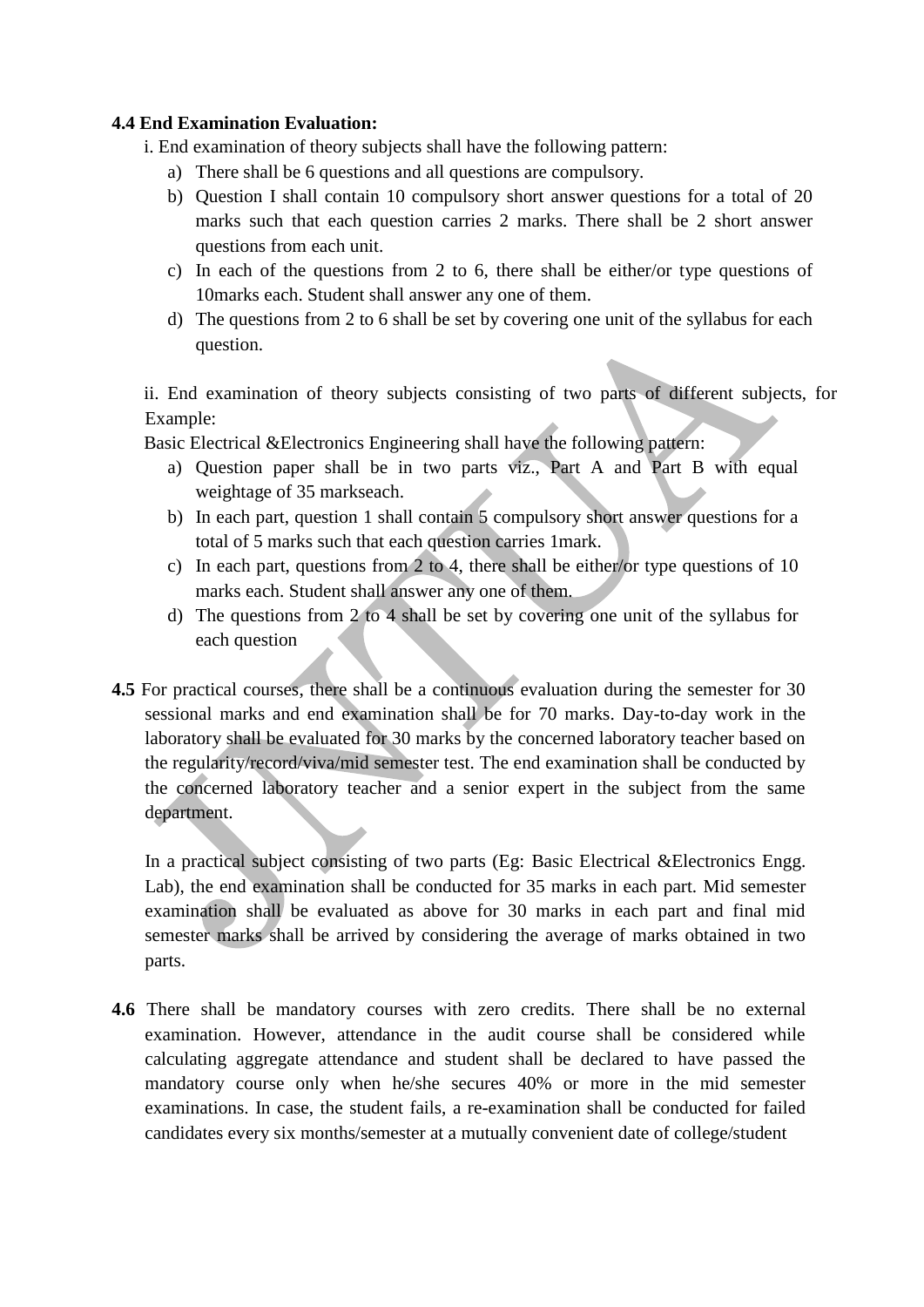**4.4 End Examination Evaluation:**

i. End examination of theory subjects shall have the following pattern:

a) There shall be 6 questions and all questions are compulsory.

b) Question I shall contain 10 compulsory short answer questions for a total of 20 marks such that each question carries 2 marks. There shall be 2 short answer questions from each unit.

c) In each of the questions from 2 to 6, there shall be either/or type questions of 10marks each. Student shall answer any one of them.

d) The questions from 2 to 6 shall be set by covering one unit of the syllabus for each question.

ii. End examination of theory subjects consisting of two parts of different subjects, for Example:

Basic Electrical &Electronics Engineering shall have the following pattern:

a) Question paper shall be in two parts viz., Part A and Part B with equal weightage of 35 markseach.

b) In each part, question 1 shall contain 5 compulsory short answer questions for a total of 5 marks such that each question carries 1mark.

c) In each part, questions from 2 to 4, there shall be either/or type questions of 10 marks each. Student shall answer any one of them.

d) The questions from 2 to 4 shall be set by covering one unit of the syllabus for each question

**4.5** For practical courses, there shall be a continuous evaluation during the semester for 30 sessional marks and end examination shall be for 70 marks. Day-to-day work in the laboratory shall be evaluated for 30 marks by the concerned laboratory teacher based on the regularity/record/viva/mid semester test. The end examination shall be conducted by the concerned laboratory teacher and a senior expert in the subject from the same department.

In a practical subject consisting of two parts (Eg: Basic Electrical &Electronics Engg. Lab), the end examination shall be conducted for 35 marks in each part. Mid semester examination shall be evaluated as above for 30 marks in each part and final mid semester marks shall be arrived by considering the average of marks obtained in two parts.

**4.6** There shall be mandatory courses with zero credits. There shall be no external examination. However, attendance in the audit course shall be considered while calculating aggregate attendance and student shall be declared to have passed the mandatory course only when he/she secures 40% or more in the mid semester examinations. In case, the student fails, a re-examination shall be conducted for failed candidates every six months/semester at a mutually convenient date of college/student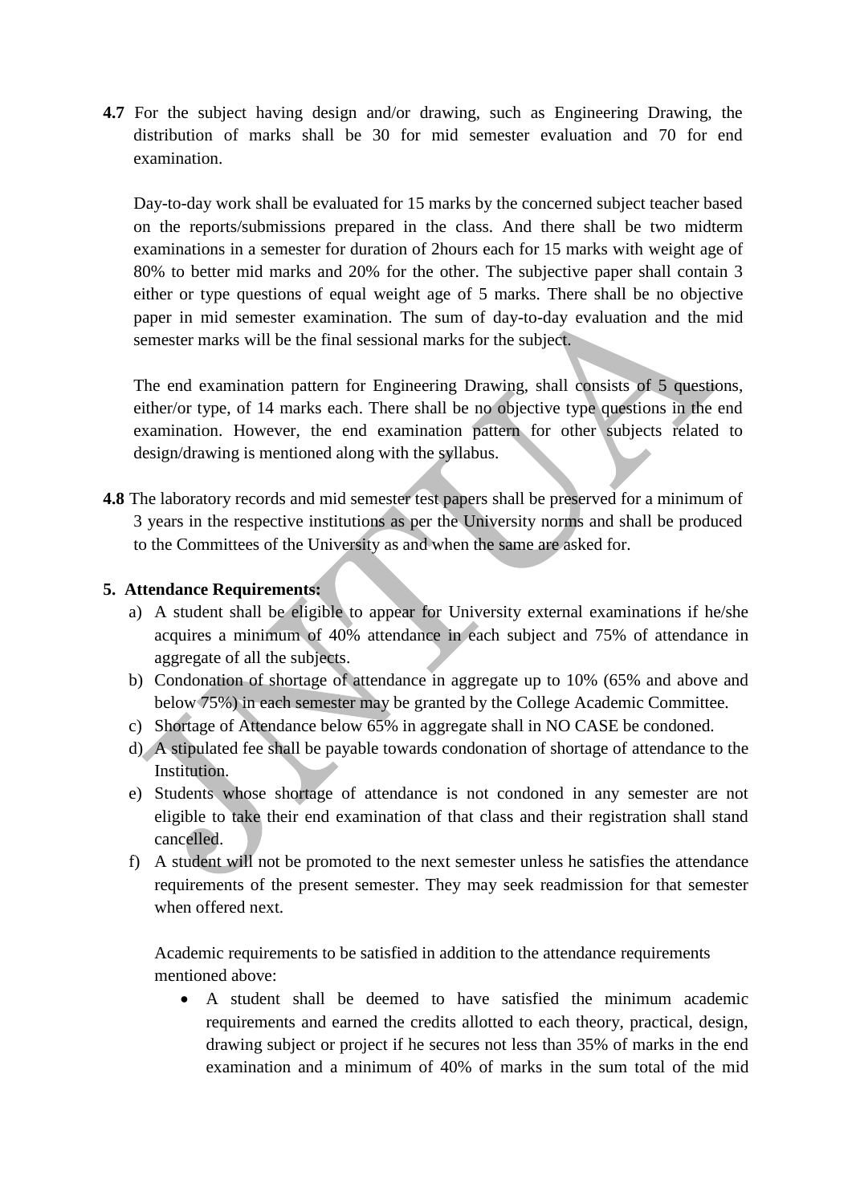**4.7** For the subject having design and/or drawing, such as Engineering Drawing, the distribution of marks shall be 30 for mid semester evaluation and 70 for end examination.

Day-to-day work shall be evaluated for 15 marks by the concerned subject teacher based on the reports/submissions prepared in the class. And there shall be two midterm examinations in a semester for duration of 2hours each for 15 marks with weight age of 80% to better mid marks and 20% for the other. The subjective paper shall contain 3 either or type questions of equal weight age of 5 marks. There shall be no objective paper in mid semester examination. The sum of day-to-day evaluation and the mid semester marks will be the final sessional marks for the subject.

The end examination pattern for Engineering Drawing, shall consists of 5 questions, either/or type, of 14 marks each. There shall be no objective type questions in the end examination. However, the end examination pattern for other subjects related to design/drawing is mentioned along with the syllabus.

**4.8** The laboratory records and mid semester test papers shall be preserved for a minimum of 3 years in the respective institutions as per the University norms and shall be produced to the Committees of the University as and when the same are asked for.

**5. Attendance Requirements:**

a) A student shall be eligible to appear for University external examinations if he/she acquires a minimum of 40% attendance in each subject and 75% of attendance in aggregate of all the subjects.
b) Condonation of shortage of attendance in aggregate up to 10% (65% and above and below 75%) in each semester may be granted by the College Academic Committee.
c) Shortage of Attendance below 65% in aggregate shall in NO CASE be condoned.
d) A stipulated fee shall be payable towards condonation of shortage of attendance to the Institution.
e) Students whose shortage of attendance is not condoned in any semester are not eligible to take their end examination of that class and their registration shall stand cancelled.
f) A student will not be promoted to the next semester unless he satisfies the attendance requirements of the present semester. They may seek readmission for that semester when offered next.

Academic requirements to be satisfied in addition to the attendance requirements mentioned above:

- A student shall be deemed to have satisfied the minimum academic requirements and earned the credits allotted to each theory, practical, design, drawing subject or project if he secures not less than 35% of marks in the end examination and a minimum of 40% of marks in the sum total of the mid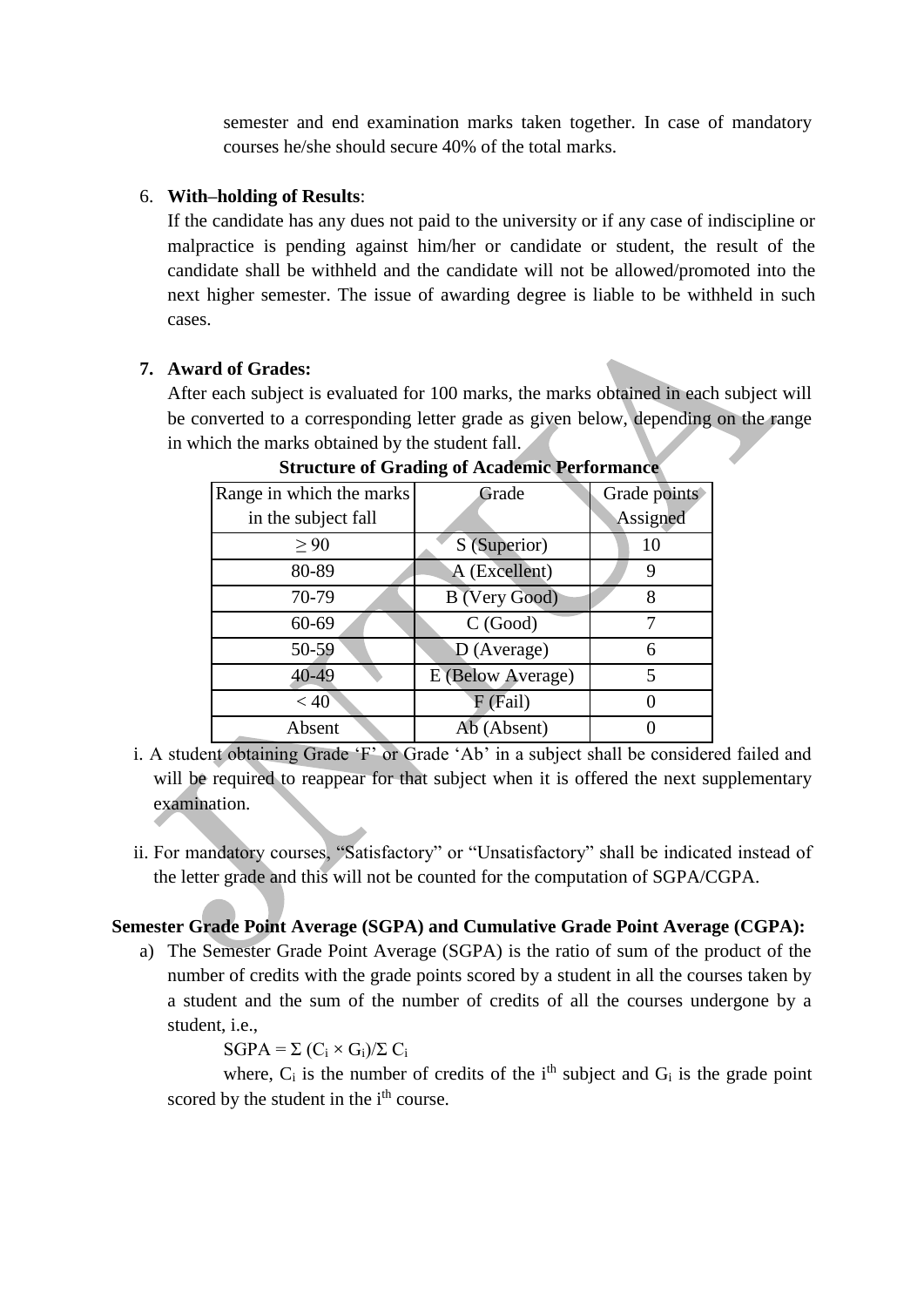semester and end examination marks taken together. In case of mandatory courses he/she should secure 40% of the total marks.

6. **With–holding of Results**:

   If the candidate has any dues not paid to the university or if any case of indiscipline or malpractice is pending against him/her or candidate or student, the result of the candidate shall be withheld and the candidate will not be allowed/promoted into the next higher semester. The issue of awarding degree is liable to be withheld in such cases.

7. **Award of Grades:**

   After each subject is evaluated for 100 marks, the marks obtained in each subject will be converted to a corresponding letter grade as given below, depending on the range in which the marks obtained by the student fall.

**Structure of Grading of Academic Performance**

| Range in which the marks in the subject fall | Grade | Grade points Assigned |
|---|---|---|
| ≥ 90 | S (Superior) | 10 |
| 80-89 | A (Excellent) | 9 |
| 70-79 | B (Very Good) | 8 |
| 60-69 | C (Good) | 7 |
| 50-59 | D (Average) | 6 |
| 40-49 | E (Below Average) | 5 |
| < 40 | F (Fail) | 0 |
| Absent | Ab (Absent) | 0 |

i. A student obtaining Grade 'F' or Grade 'Ab' in a subject shall be considered failed and will be required to reappear for that subject when it is offered the next supplementary examination.

ii. For mandatory courses, "Satisfactory" or "Unsatisfactory" shall be indicated instead of the letter grade and this will not be counted for the computation of SGPA/CGPA.

**Semester Grade Point Average (SGPA) and Cumulative Grade Point Average (CGPA):**

a) The Semester Grade Point Average (SGPA) is the ratio of sum of the product of the number of credits with the grade points scored by a student in all the courses taken by a student and the sum of the number of credits of all the courses undergone by a student, i.e.,

$$SGPA = \Sigma (C_i \times G_i)/\Sigma C_i$$

where, $C_i$ is the number of credits of the $i^{th}$ subject and $G_i$ is the grade point scored by the student in the $i^{th}$ course.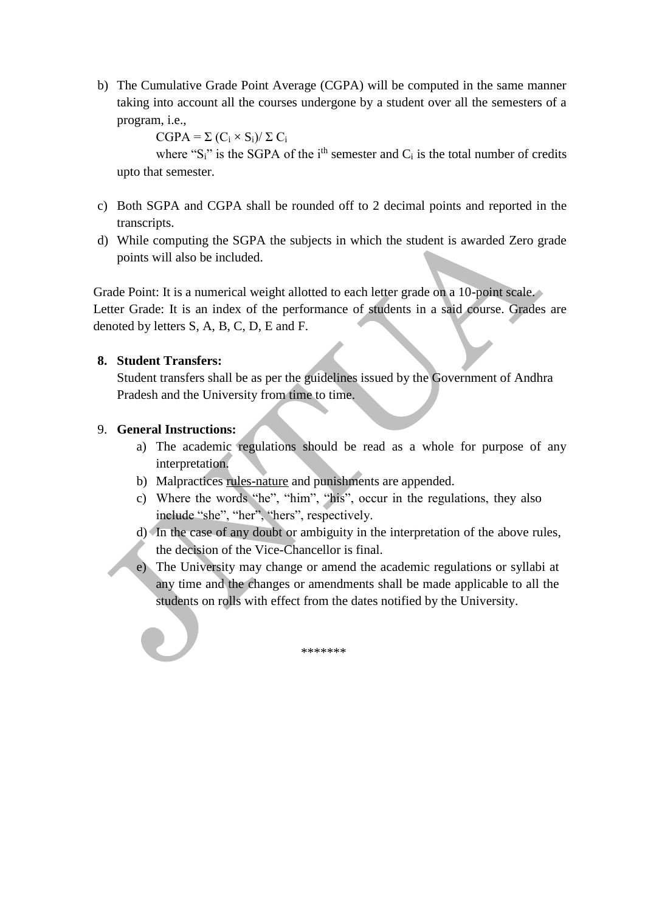b) The Cumulative Grade Point Average (CGPA) will be computed in the same manner taking into account all the courses undergone by a student over all the semesters of a program, i.e.,

$$CGPA = \Sigma (C_i \times S_i) / \Sigma C_i$$

where "$S_i$" is the SGPA of the $i^{th}$ semester and $C_i$ is the total number of credits upto that semester.

c) Both SGPA and CGPA shall be rounded off to 2 decimal points and reported in the transcripts.

d) While computing the SGPA the subjects in which the student is awarded Zero grade points will also be included.

Grade Point: It is a numerical weight allotted to each letter grade on a 10-point scale.
Letter Grade: It is an index of the performance of students in a said course. Grades are denoted by letters S, A, B, C, D, E and F.

8. **Student Transfers:**
   Student transfers shall be as per the guidelines issued by the Government of Andhra Pradesh and the University from time to time.

9. **General Instructions:**
   a) The academic regulations should be read as a whole for purpose of any interpretation.
   b) Malpractices rules-nature and punishments are appended.
   c) Where the words "he", "him", "his", occur in the regulations, they also include "she", "her", "hers", respectively.
   d) In the case of any doubt or ambiguity in the interpretation of the above rules, the decision of the Vice-Chancellor is final.
   e) The University may change or amend the academic regulations or syllabi at any time and the changes or amendments shall be made applicable to all the students on rolls with effect from the dates notified by the University.

*******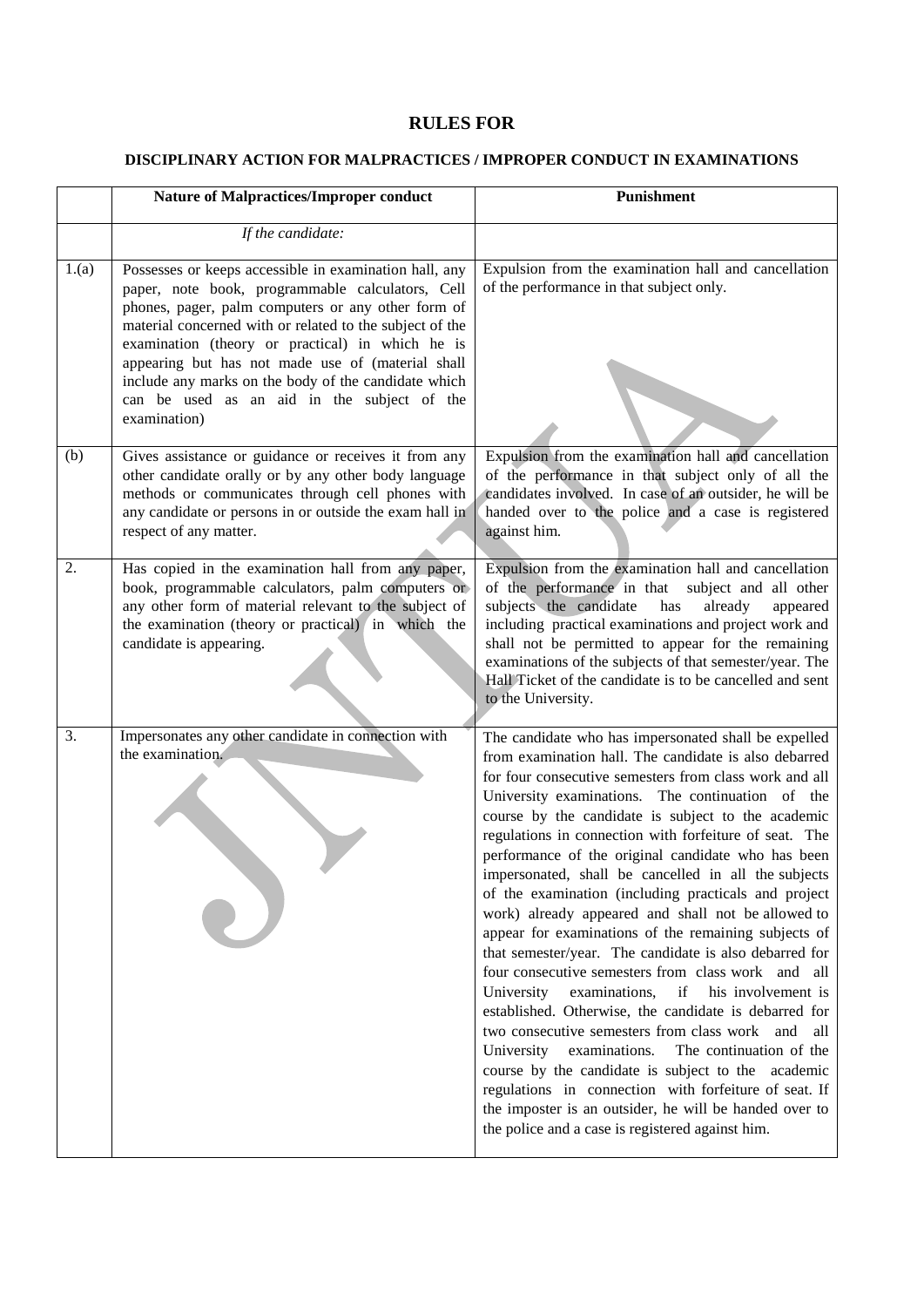# RULES FOR

## DISCIPLINARY ACTION FOR MALPRACTICES / IMPROPER CONDUCT IN EXAMINATIONS

| | Nature of Malpractices/Improper conduct | Punishment |
|---|---|---|
| | *If the candidate:* | |
| 1.(a) | Possesses or keeps accessible in examination hall, any paper, note book, programmable calculators, Cell phones, pager, palm computers or any other form of material concerned with or related to the subject of the examination (theory or practical) in which he is appearing but has not made use of (material shall include any marks on the body of the candidate which can be used as an aid in the subject of the examination) | Expulsion from the examination hall and cancellation of the performance in that subject only. |
| (b) | Gives assistance or guidance or receives it from any other candidate orally or by any other body language methods or communicates through cell phones with any candidate or persons in or outside the exam hall in respect of any matter. | Expulsion from the examination hall and cancellation of the performance in that subject only of all the candidates involved. In case of an outsider, he will be handed over to the police and a case is registered against him. |
| 2. | Has copied in the examination hall from any paper, book, programmable calculators, palm computers or any other form of material relevant to the subject of the examination (theory or practical) in which the candidate is appearing. | Expulsion from the examination hall and cancellation of the performance in that subject and all other subjects the candidate has already appeared including practical examinations and project work and shall not be permitted to appear for the remaining examinations of the subjects of that semester/year. The Hall Ticket of the candidate is to be cancelled and sent to the University. |
| 3. | Impersonates any other candidate in connection with the examination. | The candidate who has impersonated shall be expelled from examination hall. The candidate is also debarred for four consecutive semesters from class work and all University examinations. The continuation of the course by the candidate is subject to the academic regulations in connection with forfeiture of seat. The performance of the original candidate who has been impersonated, shall be cancelled in all the subjects of the examination (including practicals and project work) already appeared and shall not be allowed to appear for examinations of the remaining subjects of that semester/year. The candidate is also debarred for four consecutive semesters from class work and all University examinations, if his involvement is established. Otherwise, the candidate is debarred for two consecutive semesters from class work and all University examinations. The continuation of the course by the candidate is subject to the academic regulations in connection with forfeiture of seat. If the imposter is an outsider, he will be handed over to the police and a case is registered against him. |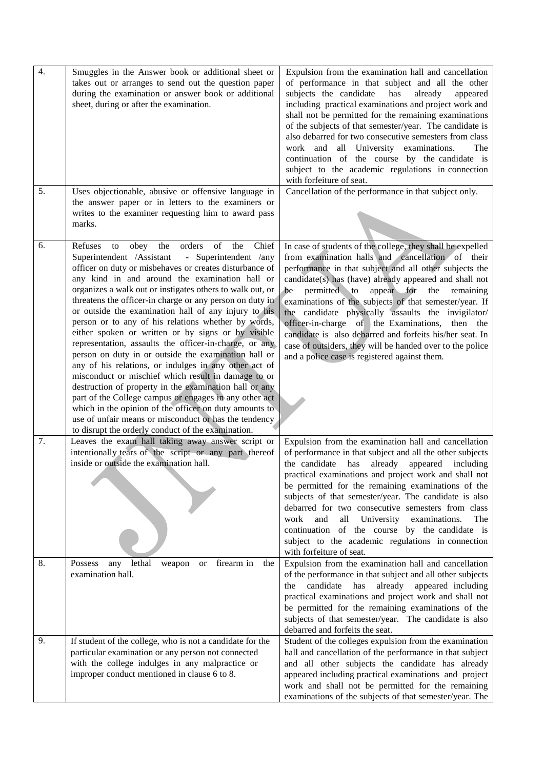| | | |
|---|---|---|
| 4. | Smuggles in the Answer book or additional sheet or takes out or arranges to send out the question paper during the examination or answer book or additional sheet, during or after the examination. | Expulsion from the examination hall and cancellation of performance in that subject and all the other subjects the candidate has already appeared including practical examinations and project work and shall not be permitted for the remaining examinations of the subjects of that semester/year. The candidate is also debarred for two consecutive semesters from class work and all University examinations. The continuation of the course by the candidate is subject to the academic regulations in connection with forfeiture of seat. |
| 5. | Uses objectionable, abusive or offensive language in the answer paper or in letters to the examiners or writes to the examiner requesting him to award pass marks. | Cancellation of the performance in that subject only. |
| 6. | Refuses to obey the orders of the Chief Superintendent /Assistant - Superintendent /any officer on duty or misbehaves or creates disturbance of any kind in and around the examination hall or organizes a walk out or instigates others to walk out, or threatens the officer-in charge or any person on duty in or outside the examination hall of any injury to his person or to any of his relations whether by words, either spoken or written or by signs or by visible representation, assaults the officer-in-charge, or any person on duty in or outside the examination hall or any of his relations, or indulges in any other act of misconduct or mischief which result in damage to or destruction of property in the examination hall or any part of the College campus or engages in any other act which in the opinion of the officer on duty amounts to use of unfair means or misconduct or has the tendency to disrupt the orderly conduct of the examination. | In case of students of the college, they shall be expelled from examination halls and cancellation of their performance in that subject and all other subjects the candidate(s) has (have) already appeared and shall not be permitted to appear for the remaining examinations of the subjects of that semester/year. If the candidate physically assaults the invigilator/ officer-in-charge of the Examinations, then the candidate is also debarred and forfeits his/her seat. In case of outsiders, they will be handed over to the police and a police case is registered against them. |
| 7. | Leaves the exam hall taking away answer script or intentionally tears of the script or any part thereof inside or outside the examination hall. | Expulsion from the examination hall and cancellation of performance in that subject and all the other subjects the candidate has already appeared including practical examinations and project work and shall not be permitted for the remaining examinations of the subjects of that semester/year. The candidate is also debarred for two consecutive semesters from class work and all University examinations. The continuation of the course by the candidate is subject to the academic regulations in connection with forfeiture of seat. |
| 8. | Possess any lethal weapon or firearm in the examination hall. | Expulsion from the examination hall and cancellation of the performance in that subject and all other subjects the candidate has already appeared including practical examinations and project work and shall not be permitted for the remaining examinations of the subjects of that semester/year. The candidate is also debarred and forfeits the seat. |
| 9. | If student of the college, who is not a candidate for the particular examination or any person not connected with the college indulges in any malpractice or improper conduct mentioned in clause 6 to 8. | Student of the colleges expulsion from the examination hall and cancellation of the performance in that subject and all other subjects the candidate has already appeared including practical examinations and project work and shall not be permitted for the remaining examinations of the subjects of that semester/year. The |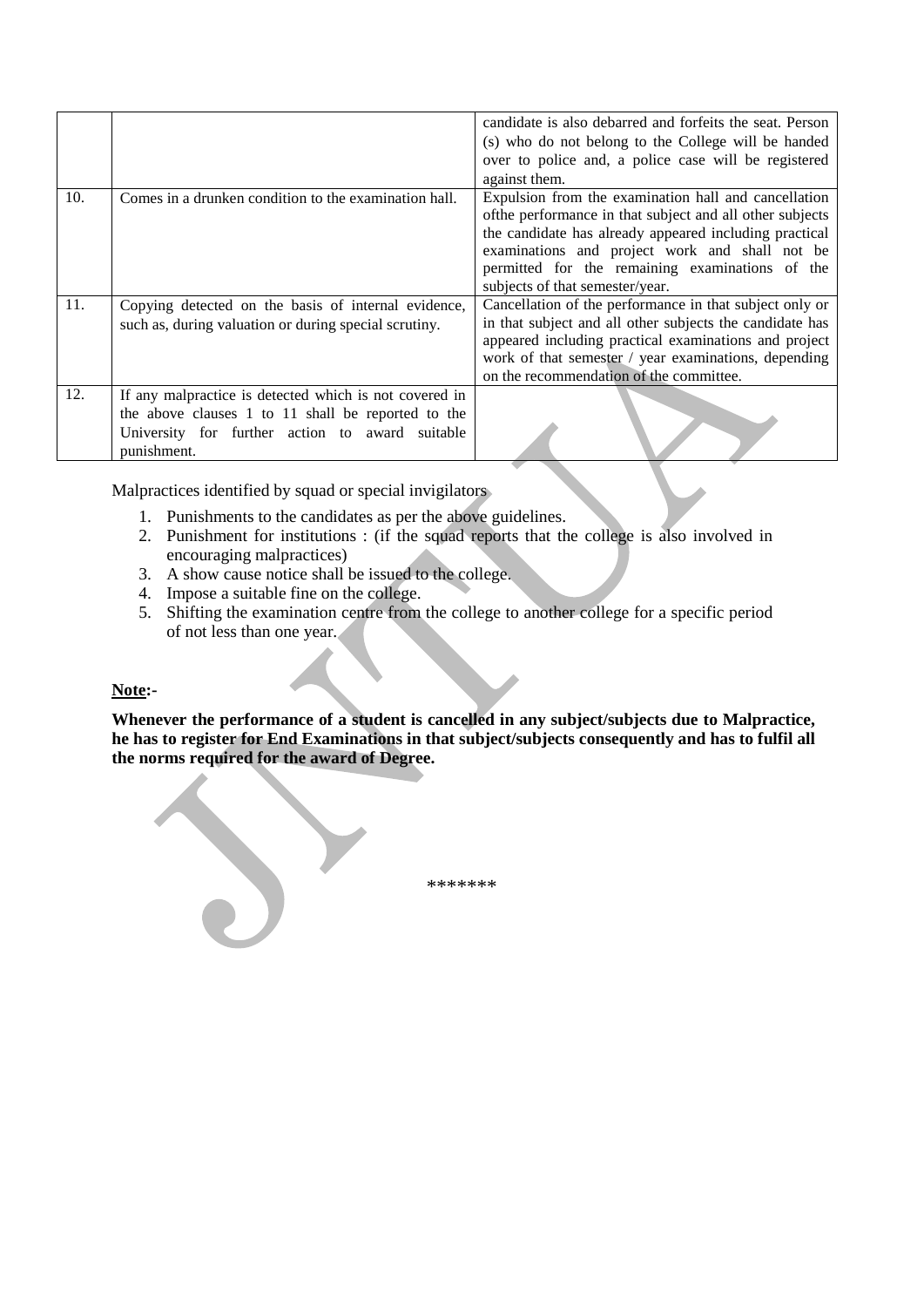| | | |
|---|---|---|
| | | candidate is also debarred and forfeits the seat. Person (s) who do not belong to the College will be handed over to police and, a police case will be registered against them. |
| 10. | Comes in a drunken condition to the examination hall. | Expulsion from the examination hall and cancellation ofthe performance in that subject and all other subjects the candidate has already appeared including practical examinations and project work and shall not be permitted for the remaining examinations of the subjects of that semester/year. |
| 11. | Copying detected on the basis of internal evidence, such as, during valuation or during special scrutiny. | Cancellation of the performance in that subject only or in that subject and all other subjects the candidate has appeared including practical examinations and project work of that semester / year examinations, depending on the recommendation of the committee. |
| 12. | If any malpractice is detected which is not covered in the above clauses 1 to 11 shall be reported to the University for further action to award suitable punishment. | |

Malpractices identified by squad or special invigilators

1. Punishments to the candidates as per the above guidelines.
2. Punishment for institutions : (if the squad reports that the college is also involved in encouraging malpractices)
3. A show cause notice shall be issued to the college.
4. Impose a suitable fine on the college.
5. Shifting the examination centre from the college to another college for a specific period of not less than one year.

**<u>Note</u>:-**

**Whenever the performance of a student is cancelled in any subject/subjects due to Malpractice, he has to register for End Examinations in that subject/subjects consequently and has to fulfil all the norms required for the award of Degree.**

*******